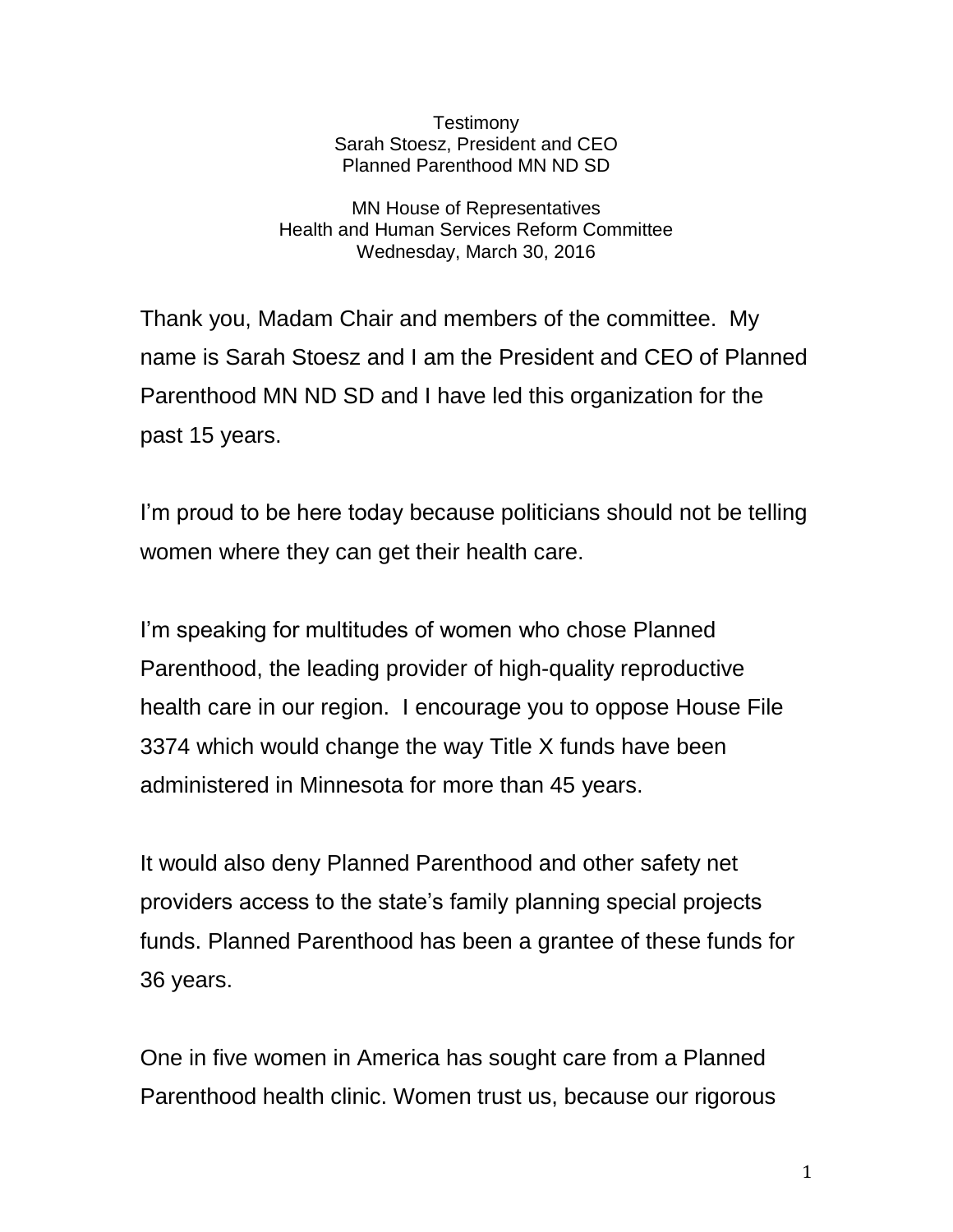Testimony
Sarah Stoesz, President and CEO
Planned Parenthood MN ND SD

MN House of Representatives
Health and Human Services Reform Committee
Wednesday, March 30, 2016

Thank you, Madam Chair and members of the committee. My name is Sarah Stoesz and I am the President and CEO of Planned Parenthood MN ND SD and I have led this organization for the past 15 years.

I'm proud to be here today because politicians should not be telling women where they can get their health care.

I'm speaking for multitudes of women who chose Planned Parenthood, the leading provider of high-quality reproductive health care in our region. I encourage you to oppose House File 3374 which would change the way Title X funds have been administered in Minnesota for more than 45 years.

It would also deny Planned Parenthood and other safety net providers access to the state's family planning special projects funds. Planned Parenthood has been a grantee of these funds for 36 years.

One in five women in America has sought care from a Planned Parenthood health clinic. Women trust us, because our rigorous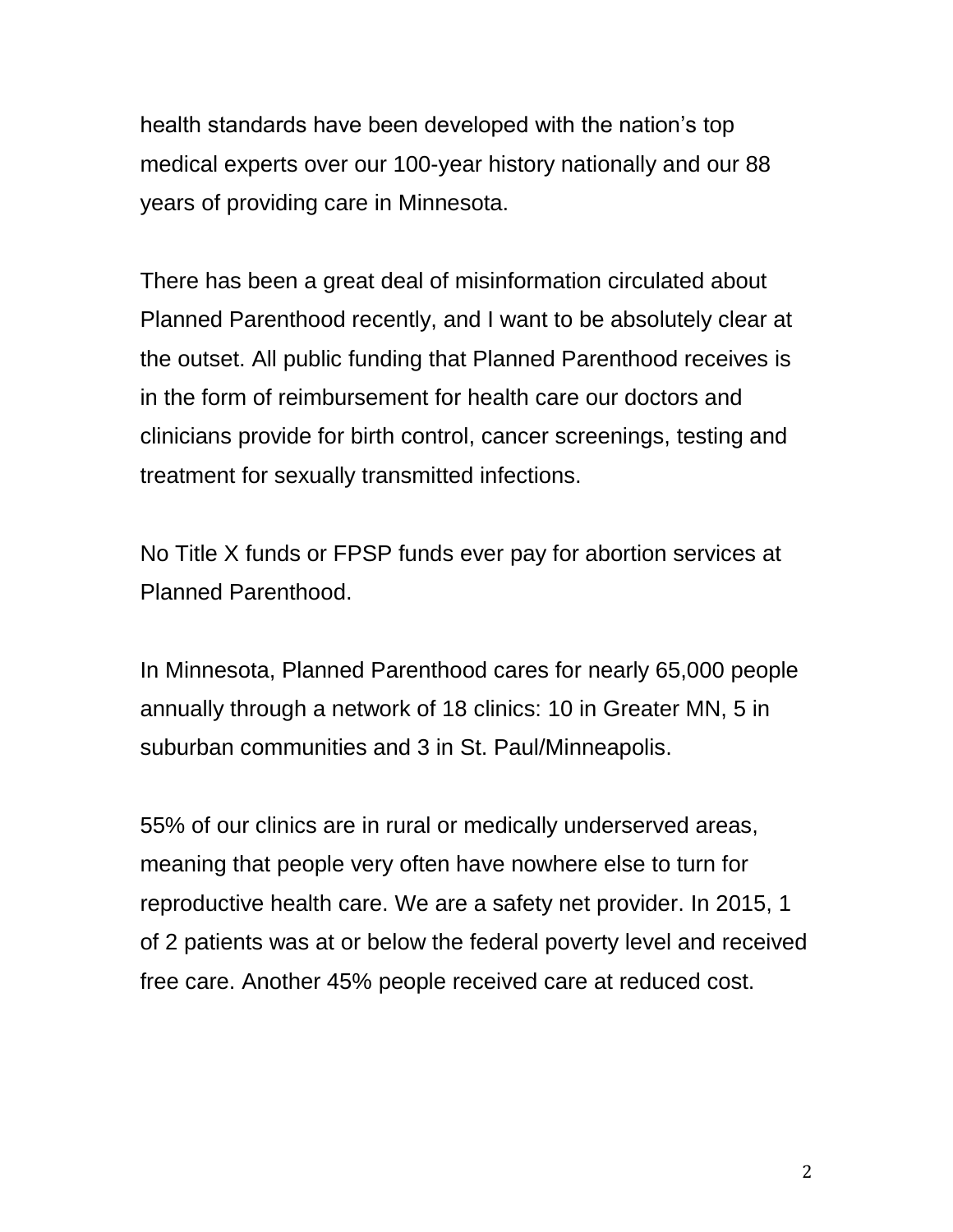health standards have been developed with the nation's top medical experts over our 100-year history nationally and our 88 years of providing care in Minnesota.

There has been a great deal of misinformation circulated about Planned Parenthood recently, and I want to be absolutely clear at the outset. All public funding that Planned Parenthood receives is in the form of reimbursement for health care our doctors and clinicians provide for birth control, cancer screenings, testing and treatment for sexually transmitted infections.

No Title X funds or FPSP funds ever pay for abortion services at Planned Parenthood.

In Minnesota, Planned Parenthood cares for nearly 65,000 people annually through a network of 18 clinics: 10 in Greater MN, 5 in suburban communities and 3 in St. Paul/Minneapolis.

55% of our clinics are in rural or medically underserved areas, meaning that people very often have nowhere else to turn for reproductive health care. We are a safety net provider. In 2015, 1 of 2 patients was at or below the federal poverty level and received free care. Another 45% people received care at reduced cost.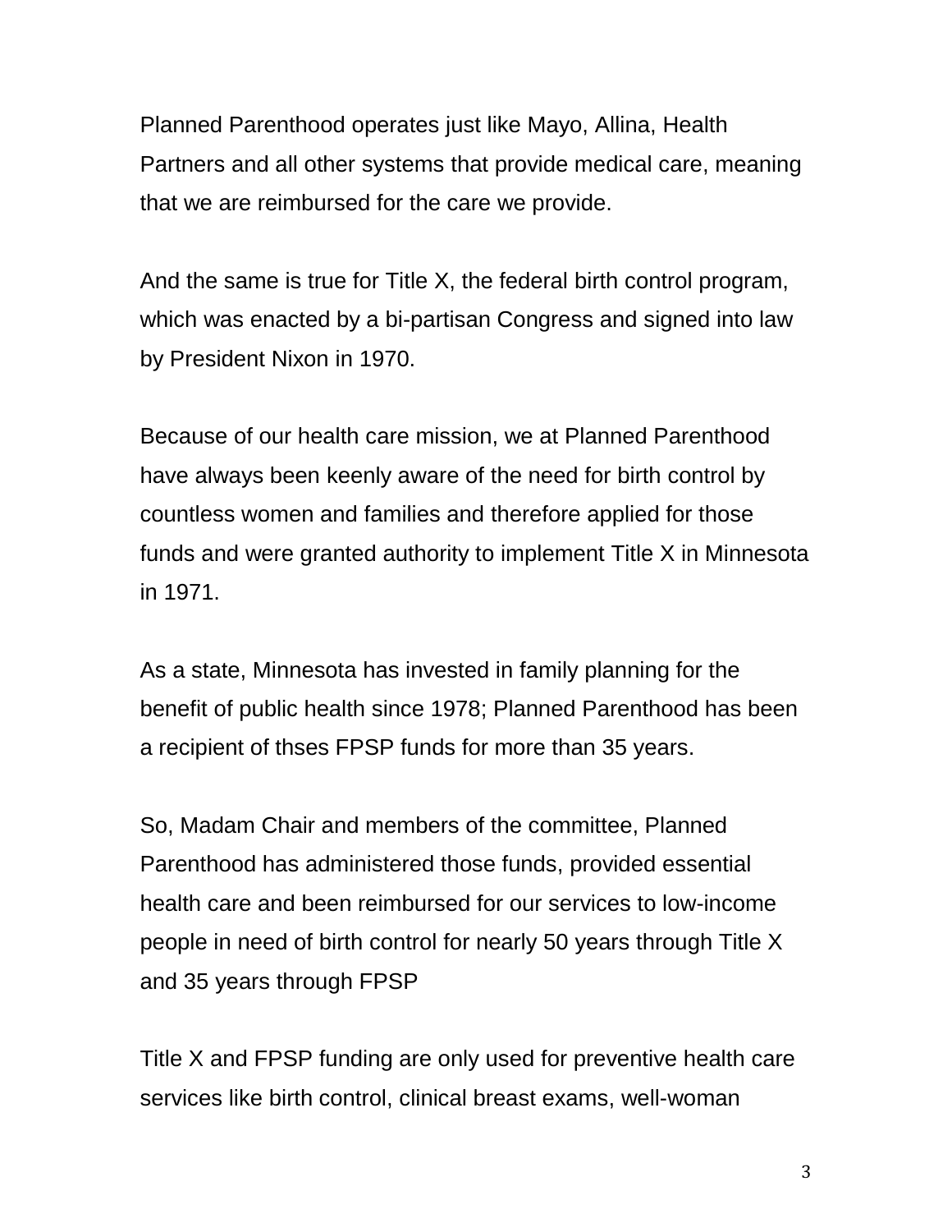Planned Parenthood operates just like Mayo, Allina, Health Partners and all other systems that provide medical care, meaning that we are reimbursed for the care we provide.

And the same is true for Title X, the federal birth control program, which was enacted by a bi-partisan Congress and signed into law by President Nixon in 1970.

Because of our health care mission, we at Planned Parenthood have always been keenly aware of the need for birth control by countless women and families and therefore applied for those funds and were granted authority to implement Title X in Minnesota in 1971.

As a state, Minnesota has invested in family planning for the benefit of public health since 1978; Planned Parenthood has been a recipient of thses FPSP funds for more than 35 years.

So, Madam Chair and members of the committee, Planned Parenthood has administered those funds, provided essential health care and been reimbursed for our services to low-income people in need of birth control for nearly 50 years through Title X and 35 years through FPSP

Title X and FPSP funding are only used for preventive health care services like birth control, clinical breast exams, well-woman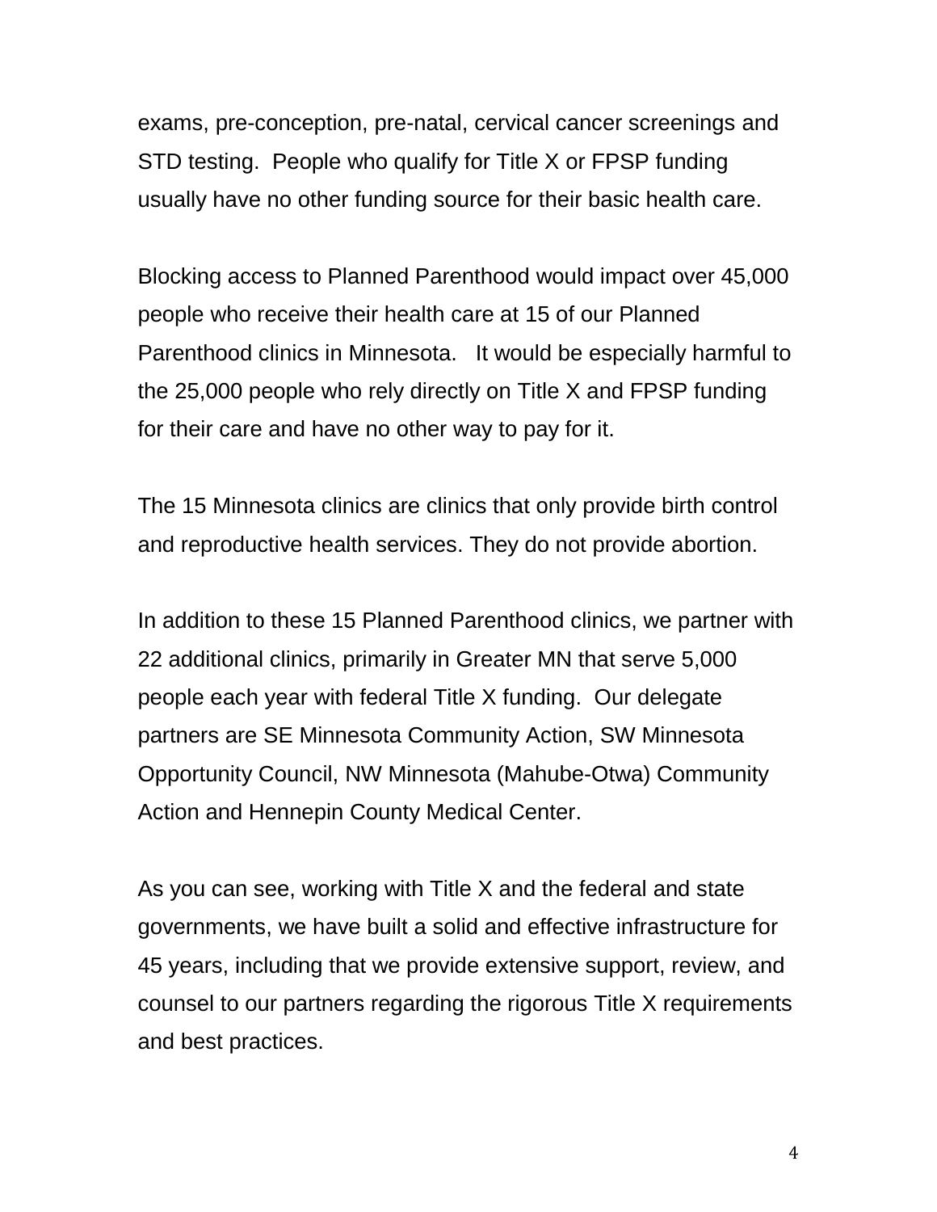exams, pre-conception, pre-natal, cervical cancer screenings and STD testing.  People who qualify for Title X or FPSP funding usually have no other funding source for their basic health care.

Blocking access to Planned Parenthood would impact over 45,000 people who receive their health care at 15 of our Planned Parenthood clinics in Minnesota.   It would be especially harmful to the 25,000 people who rely directly on Title X and FPSP funding for their care and have no other way to pay for it.

The 15 Minnesota clinics are clinics that only provide birth control and reproductive health services. They do not provide abortion.

In addition to these 15 Planned Parenthood clinics, we partner with 22 additional clinics, primarily in Greater MN that serve 5,000 people each year with federal Title X funding.  Our delegate partners are SE Minnesota Community Action, SW Minnesota Opportunity Council, NW Minnesota (Mahube-Otwa) Community Action and Hennepin County Medical Center.

As you can see, working with Title X and the federal and state governments, we have built a solid and effective infrastructure for 45 years, including that we provide extensive support, review, and counsel to our partners regarding the rigorous Title X requirements and best practices.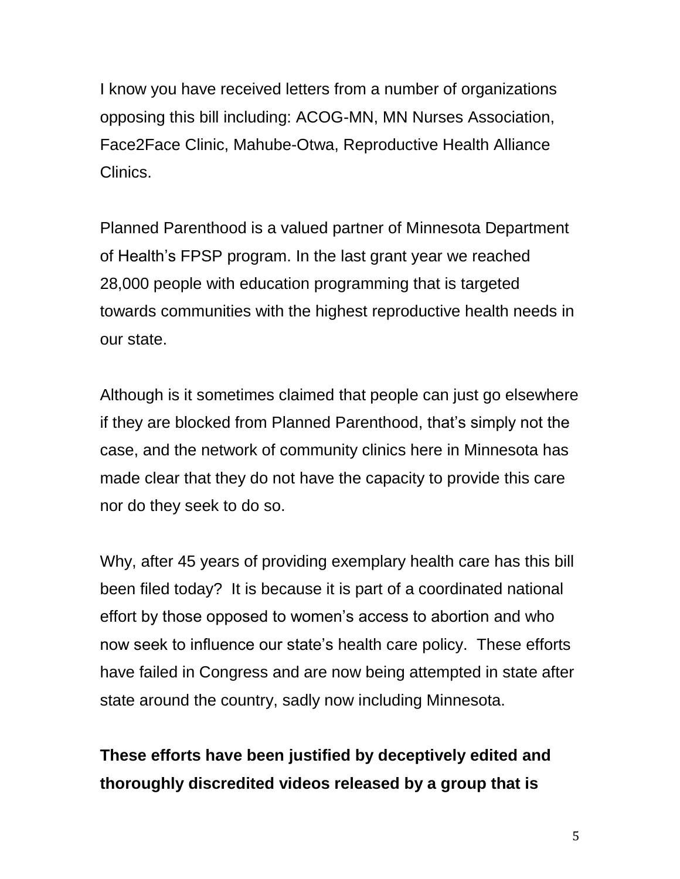I know you have received letters from a number of organizations opposing this bill including: ACOG-MN, MN Nurses Association, Face2Face Clinic, Mahube-Otwa, Reproductive Health Alliance Clinics.

Planned Parenthood is a valued partner of Minnesota Department of Health's FPSP program. In the last grant year we reached 28,000 people with education programming that is targeted towards communities with the highest reproductive health needs in our state.

Although is it sometimes claimed that people can just go elsewhere if they are blocked from Planned Parenthood, that's simply not the case, and the network of community clinics here in Minnesota has made clear that they do not have the capacity to provide this care nor do they seek to do so.

Why, after 45 years of providing exemplary health care has this bill been filed today? It is because it is part of a coordinated national effort by those opposed to women's access to abortion and who now seek to influence our state's health care policy. These efforts have failed in Congress and are now being attempted in state after state around the country, sadly now including Minnesota.

**These efforts have been justified by deceptively edited and thoroughly discredited videos released by a group that is**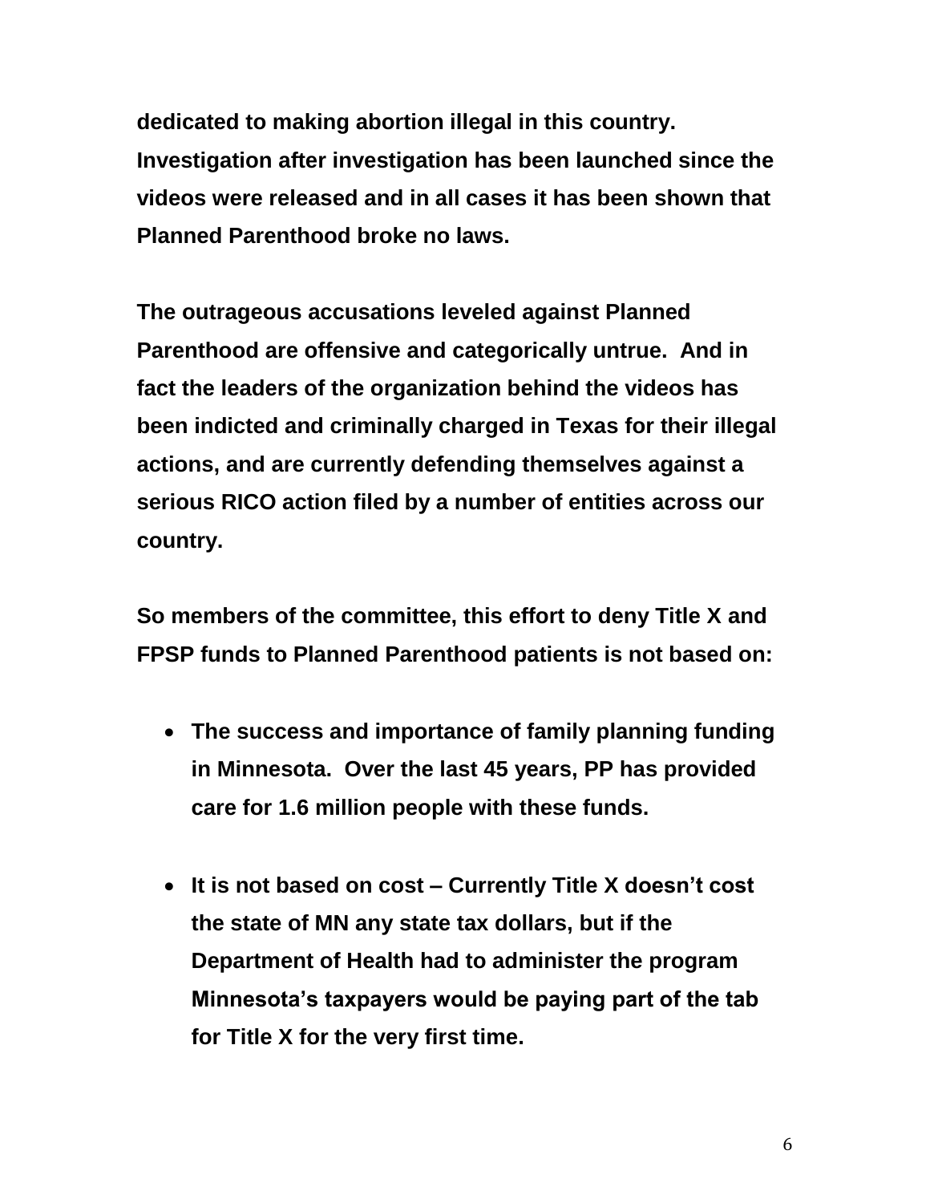**dedicated to making abortion illegal in this country. Investigation after investigation has been launched since the videos were released and in all cases it has been shown that Planned Parenthood broke no laws.**

**The outrageous accusations leveled against Planned Parenthood are offensive and categorically untrue. And in fact the leaders of the organization behind the videos has been indicted and criminally charged in Texas for their illegal actions, and are currently defending themselves against a serious RICO action filed by a number of entities across our country.**

**So members of the committee, this effort to deny Title X and FPSP funds to Planned Parenthood patients is not based on:**

- **The success and importance of family planning funding in Minnesota. Over the last 45 years, PP has provided care for 1.6 million people with these funds.**

- **It is not based on cost – Currently Title X doesn't cost the state of MN any state tax dollars, but if the Department of Health had to administer the program Minnesota's taxpayers would be paying part of the tab for Title X for the very first time.**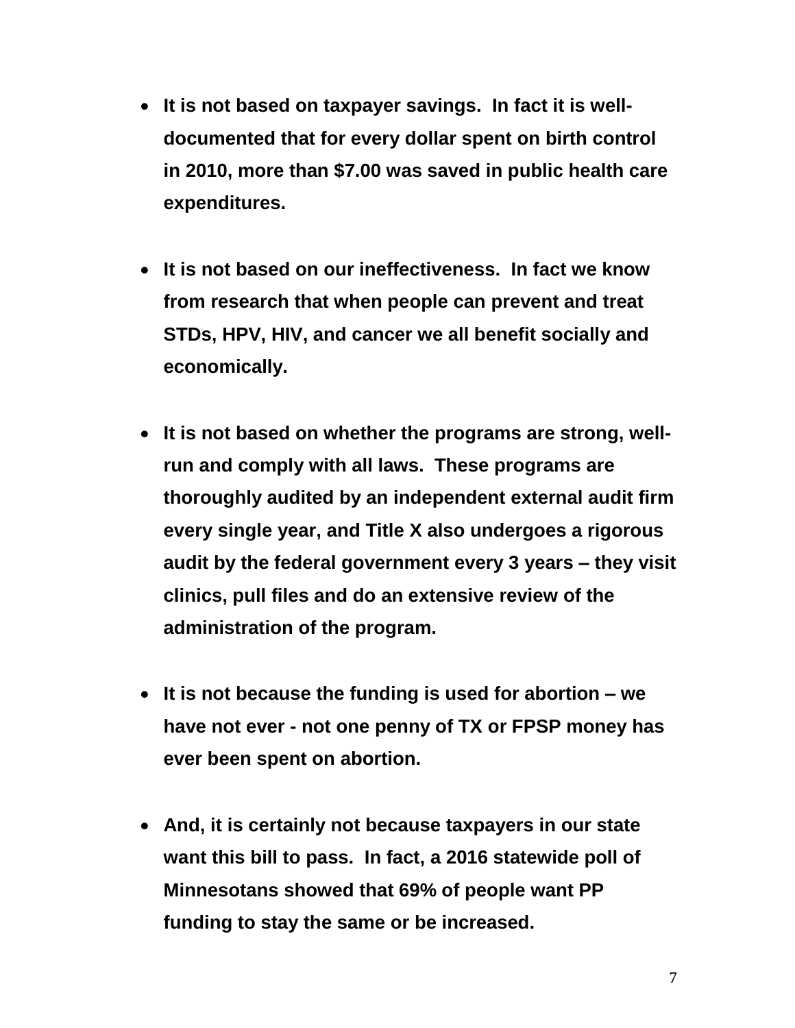- **It is not based on taxpayer savings. In fact it is well-documented that for every dollar spent on birth control in 2010, more than $7.00 was saved in public health care expenditures.**

- **It is not based on our ineffectiveness. In fact we know from research that when people can prevent and treat STDs, HPV, HIV, and cancer we all benefit socially and economically.**

- **It is not based on whether the programs are strong, well-run and comply with all laws. These programs are thoroughly audited by an independent external audit firm every single year, and Title X also undergoes a rigorous audit by the federal government every 3 years – they visit clinics, pull files and do an extensive review of the administration of the program.**

- **It is not because the funding is used for abortion – we have not ever - not one penny of TX or FPSP money has ever been spent on abortion.**

- **And, it is certainly not because taxpayers in our state want this bill to pass. In fact, a 2016 statewide poll of Minnesotans showed that 69% of people want PP funding to stay the same or be increased.**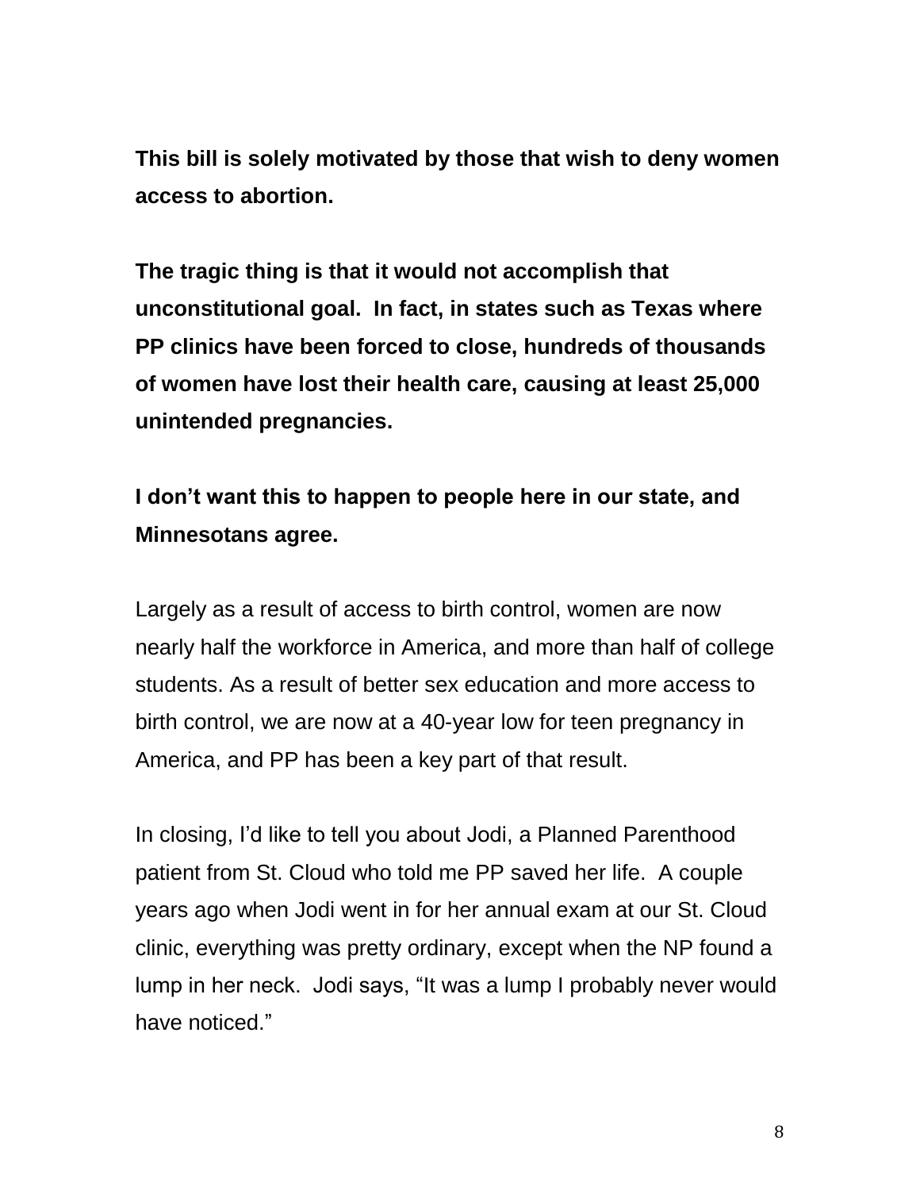**This bill is solely motivated by those that wish to deny women access to abortion.**

**The tragic thing is that it would not accomplish that unconstitutional goal. In fact, in states such as Texas where PP clinics have been forced to close, hundreds of thousands of women have lost their health care, causing at least 25,000 unintended pregnancies.**

**I don't want this to happen to people here in our state, and Minnesotans agree.**

Largely as a result of access to birth control, women are now nearly half the workforce in America, and more than half of college students. As a result of better sex education and more access to birth control, we are now at a 40-year low for teen pregnancy in America, and PP has been a key part of that result.

In closing, I'd like to tell you about Jodi, a Planned Parenthood patient from St. Cloud who told me PP saved her life. A couple years ago when Jodi went in for her annual exam at our St. Cloud clinic, everything was pretty ordinary, except when the NP found a lump in her neck. Jodi says, "It was a lump I probably never would have noticed."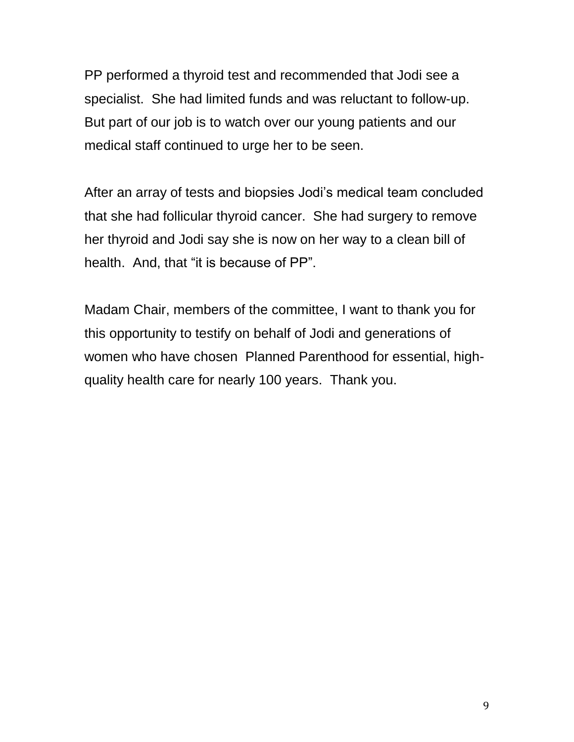PP performed a thyroid test and recommended that Jodi see a specialist. She had limited funds and was reluctant to follow-up. But part of our job is to watch over our young patients and our medical staff continued to urge her to be seen.

After an array of tests and biopsies Jodi's medical team concluded that she had follicular thyroid cancer. She had surgery to remove her thyroid and Jodi say she is now on her way to a clean bill of health. And, that "it is because of PP".

Madam Chair, members of the committee, I want to thank you for this opportunity to testify on behalf of Jodi and generations of women who have chosen Planned Parenthood for essential, high-quality health care for nearly 100 years. Thank you.